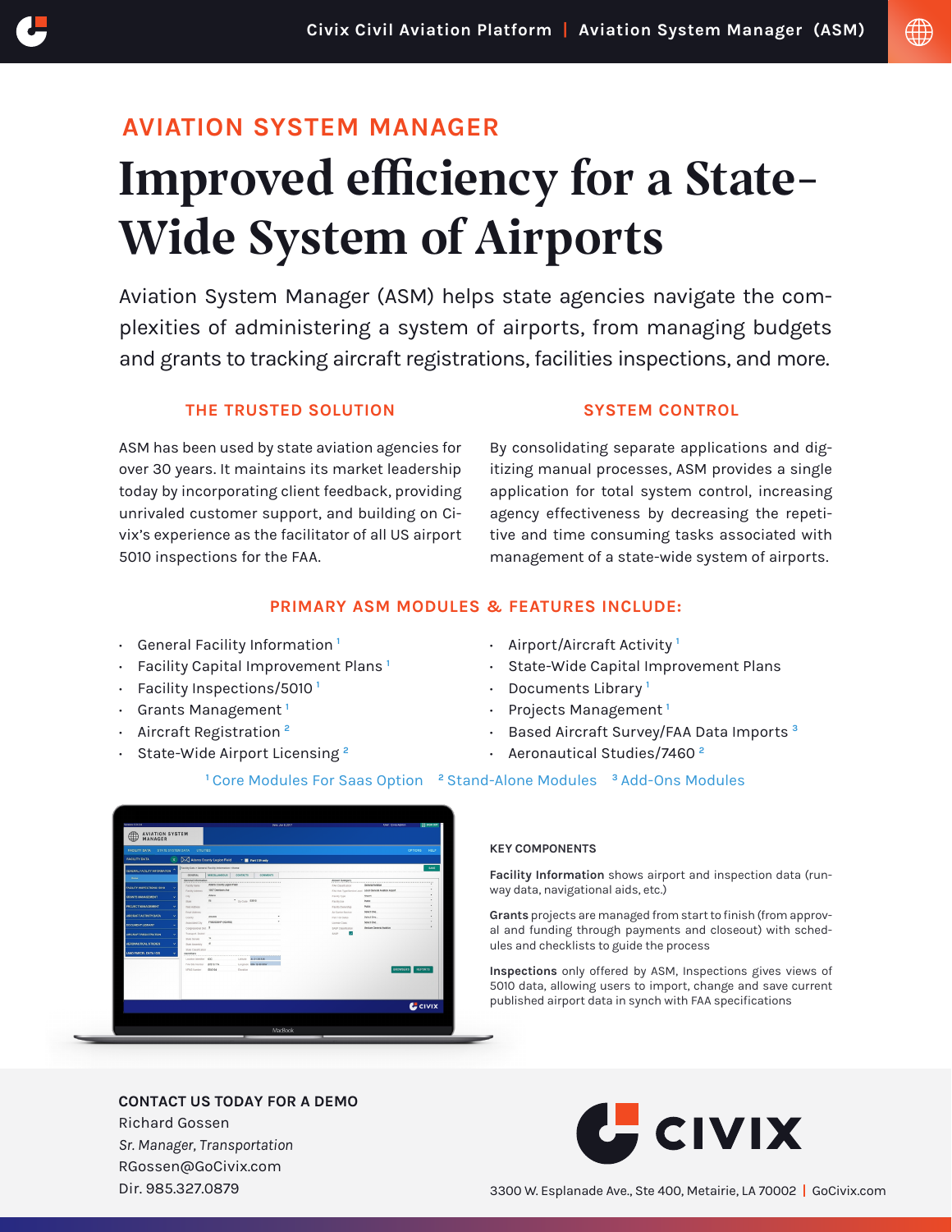## AVIATION SYSTEM MANAGER

# Improved efficiency for a State-Wide System of Airports

Aviation System Manager (ASM) helps state agencies navigate the complexities of administering a system of airports, from managing budgets and grants to tracking aircraft registrations, facilities inspections, and more.

### THE TRUSTED SOLUTION

ASM has been used by state aviation agencies for over 30 years. It maintains its market leadership today by incorporating client feedback, providing unrivaled customer support, and building on Civix's experience as the facilitator of all US airport 5010 inspections for the FAA.

### SYSTEM CONTROL

By consolidating separate applications and digitizing manual processes, ASM provides a single application for total system control, increasing agency effectiveness by decreasing the repetitive and time consuming tasks associated with management of a state-wide system of airports.

### PRIMARY ASM MODULES & FEATURES INCLUDE:

- General Facility Information [1]
- Facility Capital Improvement Plans [1]
- Facility Inspections/5010 [1]
- Grants Management [1]
- Aircraft Registration [2]
- State-Wide Airport Licensing [2]
- Airport/Aircraft Activity [1]
- State-Wide Capital Improvement Plans
- Documents Library [1]
- Projects Management [1]
- Based Aircraft Survey/FAA Data Imports [3]
- Aeronautical Studies/7460 [2]

[1] Core Modules For Saas Option [2] Stand-Alone Modules [3] Add-Ons Modules

### KEY COMPONENTS

**Facility Information** shows airport and inspection data (runway data, navigational aids, etc.)

**Grants** projects are managed from start to finish (from approval and funding through payments and closeout) with schedules and checklists to guide the process

**Inspections** only offered by ASM, Inspections gives views of 5010 data, allowing users to import, change and save current published airport data in synch with FAA specifications

**CONTACT US TODAY FOR A DEMO**

Richard Gossen
*Sr. Manager, Transportation*
RGossen@GoCivix.com
Dir. 985.327.0879

CIVIX

3300 W. Esplanade Ave., Ste 400, Metairie, LA 70002 | GoCivix.com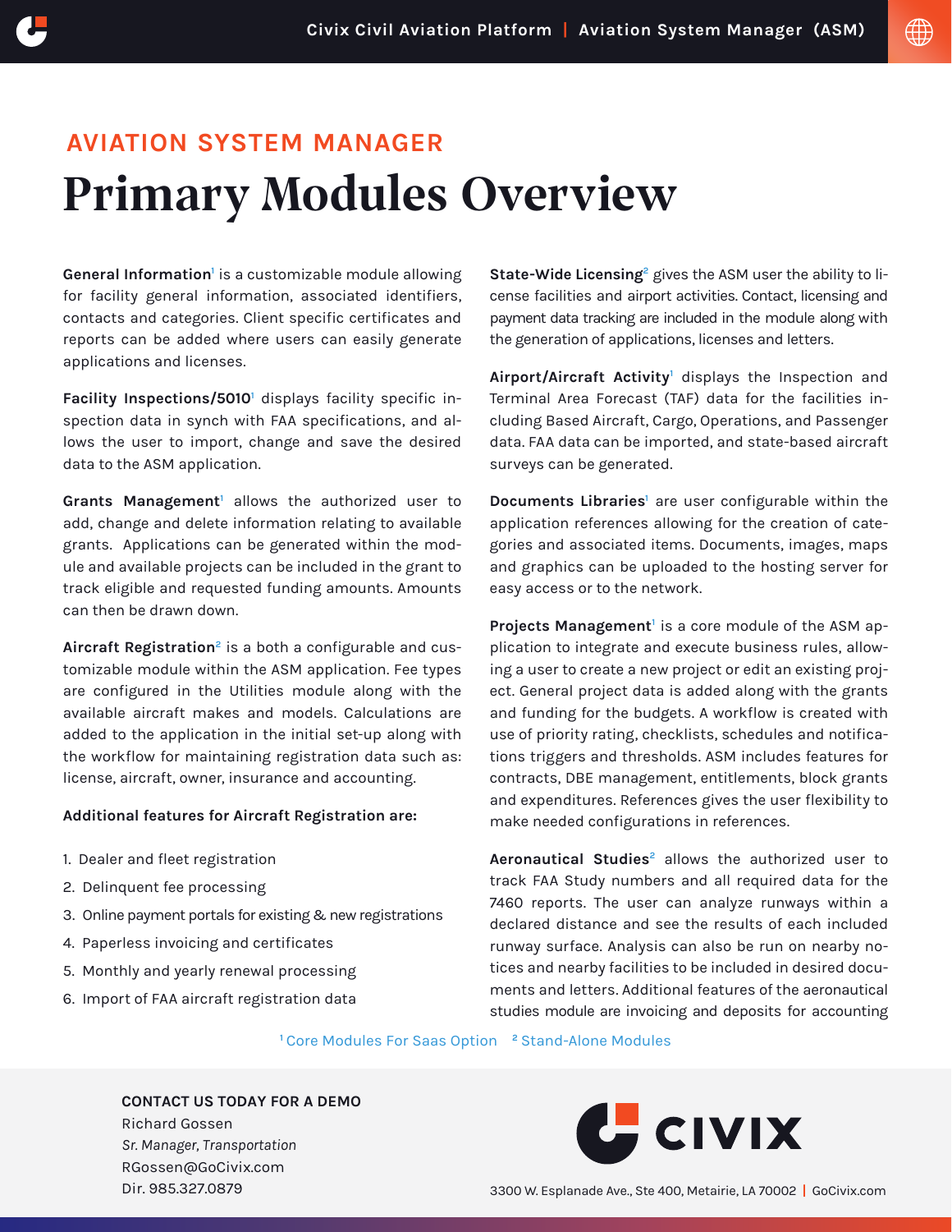## AVIATION SYSTEM MANAGER

# Primary Modules Overview

**General Information**[1] is a customizable module allowing for facility general information, associated identifiers, contacts and categories. Client specific certificates and reports can be added where users can easily generate applications and licenses.

**Facility Inspections/5010**[1] displays facility specific inspection data in synch with FAA specifications, and allows the user to import, change and save the desired data to the ASM application.

**Grants Management**[1] allows the authorized user to add, change and delete information relating to available grants. Applications can be generated within the module and available projects can be included in the grant to track eligible and requested funding amounts. Amounts can then be drawn down.

**Aircraft Registration**[2] is a both a configurable and customizable module within the ASM application. Fee types are configured in the Utilities module along with the available aircraft makes and models. Calculations are added to the application in the initial set-up along with the workflow for maintaining registration data such as: license, aircraft, owner, insurance and accounting.

**Additional features for Aircraft Registration are:**

1. Dealer and fleet registration
2. Delinquent fee processing
3. Online payment portals for existing & new registrations
4. Paperless invoicing and certificates
5. Monthly and yearly renewal processing
6. Import of FAA aircraft registration data

**State-Wide Licensing**[2] gives the ASM user the ability to license facilities and airport activities. Contact, licensing and payment data tracking are included in the module along with the generation of applications, licenses and letters.

**Airport/Aircraft Activity**[1] displays the Inspection and Terminal Area Forecast (TAF) data for the facilities including Based Aircraft, Cargo, Operations, and Passenger data. FAA data can be imported, and state-based aircraft surveys can be generated.

**Documents Libraries**[1] are user configurable within the application references allowing for the creation of categories and associated items. Documents, images, maps and graphics can be uploaded to the hosting server for easy access or to the network.

**Projects Management**[1] is a core module of the ASM application to integrate and execute business rules, allowing a user to create a new project or edit an existing project. General project data is added along with the grants and funding for the budgets. A workflow is created with use of priority rating, checklists, schedules and notifications triggers and thresholds. ASM includes features for contracts, DBE management, entitlements, block grants and expenditures. References gives the user flexibility to make needed configurations in references.

**Aeronautical Studies**[2] allows the authorized user to track FAA Study numbers and all required data for the 7460 reports. The user can analyze runways within a declared distance and see the results of each included runway surface. Analysis can also be run on nearby notices and nearby facilities to be included in desired documents and letters. Additional features of the aeronautical studies module are invoicing and deposits for accounting

[1] Core Modules For Saas Option [2] Stand-Alone Modules

**CONTACT US TODAY FOR A DEMO**
Richard Gossen
*Sr. Manager, Transportation*
RGossen@GoCivix.com
Dir. 985.327.0879

CIVIX

3300 W. Esplanade Ave., Ste 400, Metairie, LA 70002 | GoCivix.com